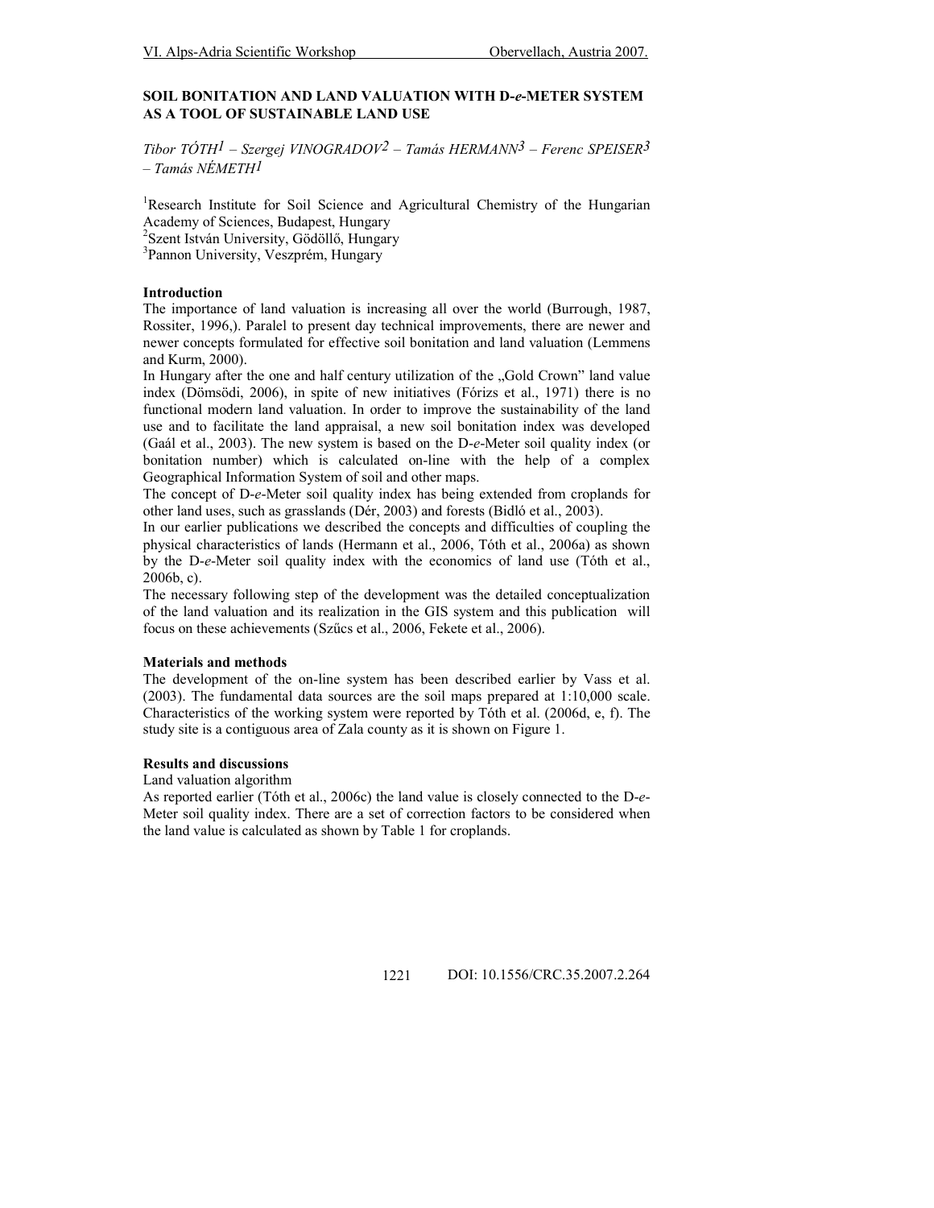# SOIL BONITATION AND LAND VALUATION WITH D-*e*-METER SYSTEM AS A TOOL OF SUSTAINABLE LAND USE

*Tibor TÓTH[1] – Szergej VINOGRADOV[2] – Tamás HERMANN[3] – Ferenc SPEISER[3] – Tamás NÉMETH[1]*

[1]Research Institute for Soil Science and Agricultural Chemistry of the Hungarian Academy of Sciences, Budapest, Hungary
[2]Szent István University, Gödöllő, Hungary
[3]Pannon University, Veszprém, Hungary

## Introduction

The importance of land valuation is increasing all over the world (Burrough, 1987, Rossiter, 1996,). Paralel to present day technical improvements, there are newer and newer concepts formulated for effective soil bonitation and land valuation (Lemmens and Kurm, 2000).

In Hungary after the one and half century utilization of the „Gold Crown" land value index (Dömsödi, 2006), in spite of new initiatives (Fórizs et al., 1971) there is no functional modern land valuation. In order to improve the sustainability of the land use and to facilitate the land appraisal, a new soil bonitation index was developed (Gaál et al., 2003). The new system is based on the D-*e*-Meter soil quality index (or bonitation number) which is calculated on-line with the help of a complex Geographical Information System of soil and other maps.

The concept of D-*e*-Meter soil quality index has being extended from croplands for other land uses, such as grasslands (Dér, 2003) and forests (Bidló et al., 2003).

In our earlier publications we described the concepts and difficulties of coupling the physical characteristics of lands (Hermann et al., 2006, Tóth et al., 2006a) as shown by the D-*e*-Meter soil quality index with the economics of land use (Tóth et al., 2006b, c).

The necessary following step of the development was the detailed conceptualization of the land valuation and its realization in the GIS system and this publication will focus on these achievements (Szűcs et al., 2006, Fekete et al., 2006).

## Materials and methods

The development of the on-line system has been described earlier by Vass et al. (2003). The fundamental data sources are the soil maps prepared at 1:10,000 scale. Characteristics of the working system were reported by Tóth et al. (2006d, e, f). The study site is a contiguous area of Zala county as it is shown on Figure 1.

## Results and discussions

Land valuation algorithm

As reported earlier (Tóth et al., 2006c) the land value is closely connected to the D-*e*-Meter soil quality index. There are a set of correction factors to be considered when the land value is calculated as shown by Table 1 for croplands.

DOI: 10.1556/CRC.35.2007.2.264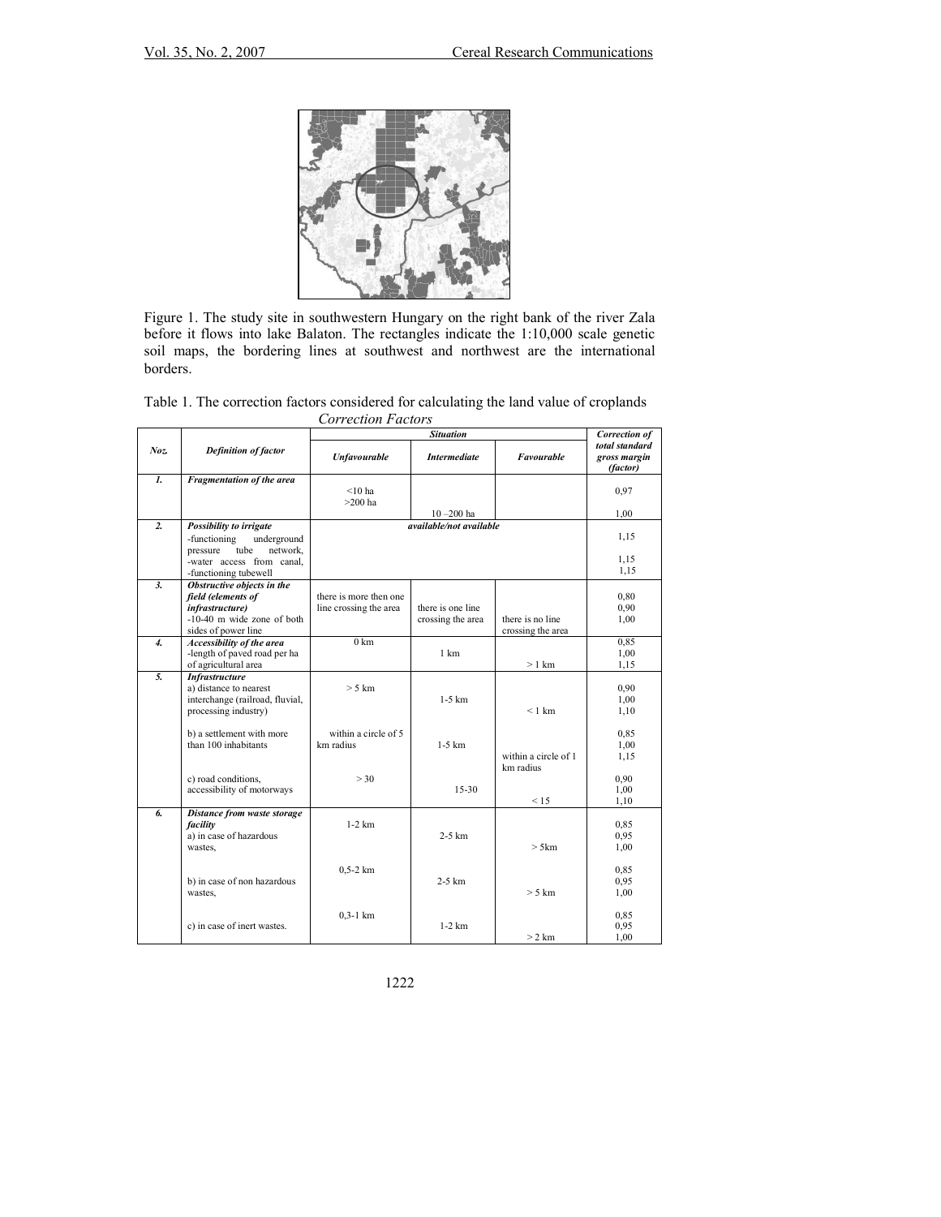Figure 1. The study site in southwestern Hungary on the right bank of the river Zala before it flows into lake Balaton. The rectangles indicate the 1:10,000 scale genetic soil maps, the bordering lines at southwest and northwest are the international borders.

Table 1. The correction factors considered for calculating the land value of croplands

*Correction Factors*

| Noz. | Definition of factor | Situation | | | Correction of total standard gross margin (factor) |
|---|---|---|---|---|---|
| | | Unfavourable | Intermediate | Favourable | |
| *1.* | ***Fragmentation of the area*** | <10 ha<br>>200 ha | | | 0,97 |
| | | | 10 –200 ha | | 1,00 |
| *2.* | ***Possibility to irrigate*** | available/not available | | | |
| | -functioning underground pressure tube network, | | | | 1,15 |
| | -water access from canal, | | | | 1,15 |
| | -functioning tubewell | | | | 1,15 |
| *3.* | ***Obstructive objects in the field (elements of infrastructure)*** -10-40 m wide zone of both sides of power line | there is more then one line crossing the area | | | 0,80 |
| | | | there is one line crossing the area | | 0,90 |
| | | | | there is no line crossing the area | 1,00 |
| *4.* | ***Accessibility of the area*** -length of paved road per ha of agricultural area | 0 km | | | 0,85 |
| | | | 1 km | | 1,00 |
| | | | | > 1 km | 1,15 |
| *5.* | ***Infrastructure*** a) distance to nearest interchange (railroad, fluvial, processing industry) | > 5 km | | | 0,90 |
| | | | 1-5 km | | 1,00 |
| | | | | < 1 km | 1,10 |
| | b) a settlement with more than 100 inhabitants | within a circle of 5 km radius | | | 0,85 |
| | | | 1-5 km | | 1,00 |
| | | | | within a circle of 1 km radius | 1,15 |
| | c) road conditions, accessibility of motorways | > 30 | | | 0,90 |
| | | | 15-30 | | 1,00 |
| | | | | < 15 | 1,10 |
| *6.* | ***Distance from waste storage facility*** a) in case of hazardous wastes, | 1-2 km | | | 0,85 |
| | | | 2-5 km | | 0,95 |
| | | | | > 5km | 1,00 |
| | b) in case of non hazardous wastes, | 0,5-2 km | | | 0,85 |
| | | | 2-5 km | | 0,95 |
| | | | | > 5 km | 1,00 |
| | c) in case of inert wastes. | 0,3-1 km | | | 0,85 |
| | | | 1-2 km | | 0,95 |
| | | | | > 2 km | 1,00 |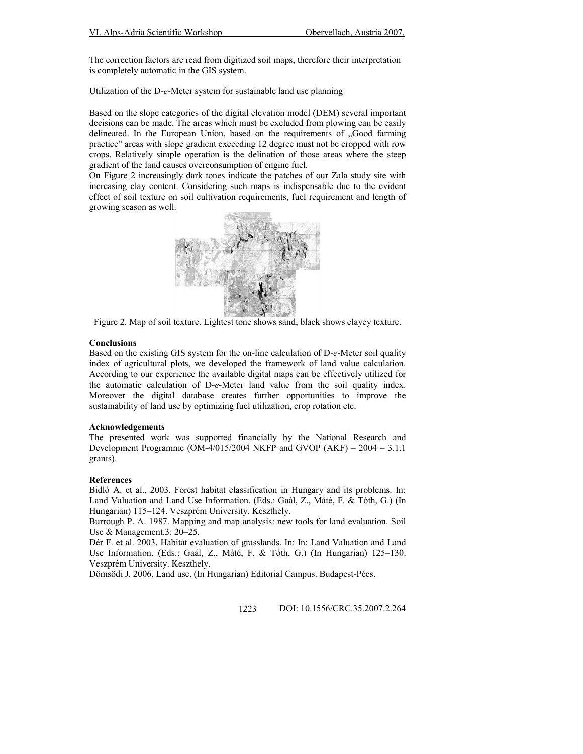The correction factors are read from digitized soil maps, therefore their interpretation is completely automatic in the GIS system.

Utilization of the D-*e*-Meter system for sustainable land use planning

Based on the slope categories of the digital elevation model (DEM) several important decisions can be made. The areas which must be excluded from plowing can be easily delineated. In the European Union, based on the requirements of „Good farming practice" areas with slope gradient exceeding 12 degree must not be cropped with row crops. Relatively simple operation is the delination of those areas where the steep gradient of the land causes overconsumption of engine fuel.

On Figure 2 increasingly dark tones indicate the patches of our Zala study site with increasing clay content. Considering such maps is indispensable due to the evident effect of soil texture on soil cultivation requirements, fuel requirement and length of growing season as well.

Figure 2. Map of soil texture. Lightest tone shows sand, black shows clayey texture.

**Conclusions**

Based on the existing GIS system for the on-line calculation of D-*e*-Meter soil quality index of agricultural plots, we developed the framework of land value calculation. According to our experience the available digital maps can be effectively utilized for the automatic calculation of D-*e*-Meter land value from the soil quality index. Moreover the digital database creates further opportunities to improve the sustainability of land use by optimizing fuel utilization, crop rotation etc.

**Acknowledgements**

The presented work was supported financially by the National Research and Development Programme (OM-4/015/2004 NKFP and GVOP (AKF) – 2004 – 3.1.1 grants).

**References**

Bidló A. et al., 2003. Forest habitat classification in Hungary and its problems. In: Land Valuation and Land Use Information. (Eds.: Gaál, Z., Máté, F. & Tóth, G.) (In Hungarian) 115–124. Veszprém University. Keszthely.

Burrough P. A. 1987. Mapping and map analysis: new tools for land evaluation. Soil Use & Management.3: 20–25.

Dér F. et al. 2003. Habitat evaluation of grasslands. In: In: Land Valuation and Land Use Information. (Eds.: Gaál, Z., Máté, F. & Tóth, G.) (In Hungarian) 125–130. Veszprém University. Keszthely.

Dömsödi J. 2006. Land use. (In Hungarian) Editorial Campus. Budapest-Pécs.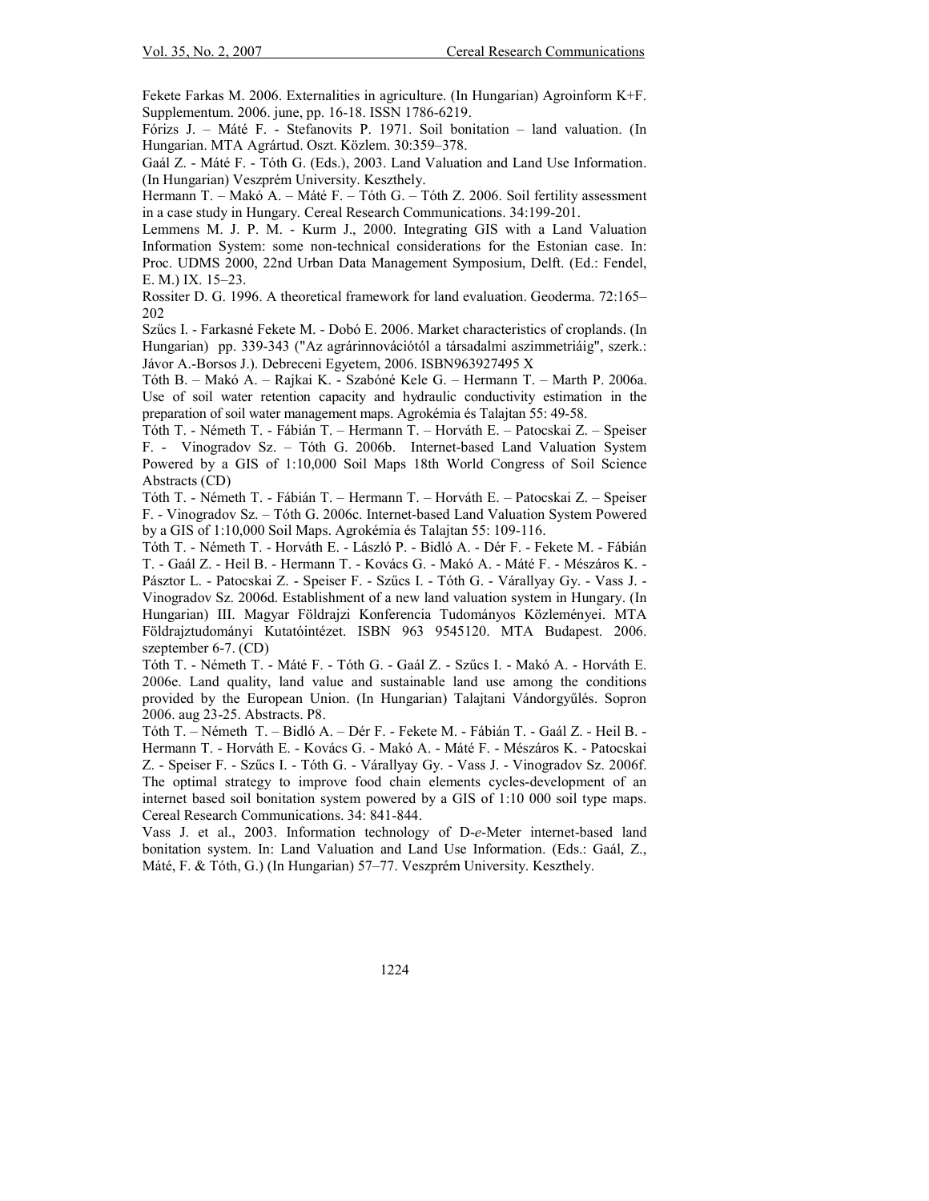Fekete Farkas M. 2006. Externalities in agriculture. (In Hungarian) Agroinform K+F. Supplementum. 2006. june, pp. 16-18. ISSN 1786-6219.

Fórizs J. – Máté F. - Stefanovits P. 1971. Soil bonitation – land valuation. (In Hungarian. MTA Agrártud. Oszt. Közlem. 30:359–378.

Gaál Z. - Máté F. - Tóth G. (Eds.), 2003. Land Valuation and Land Use Information. (In Hungarian) Veszprém University. Keszthely.

Hermann T. – Makó A. – Máté F. – Tóth G. – Tóth Z. 2006. Soil fertility assessment in a case study in Hungary. Cereal Research Communications. 34:199-201.

Lemmens M. J. P. M. - Kurm J., 2000. Integrating GIS with a Land Valuation Information System: some non-technical considerations for the Estonian case. In: Proc. UDMS 2000, 22nd Urban Data Management Symposium, Delft. (Ed.: Fendel, E. M.) IX. 15–23.

Rossiter D. G. 1996. A theoretical framework for land evaluation. Geoderma. 72:165–202

Szűcs I. - Farkasné Fekete M. - Dobó E. 2006. Market characteristics of croplands. (In Hungarian) pp. 339-343 ("Az agrárinnovációtól a társadalmi aszimmetriáig", szerk.: Jávor A.-Borsos J.). Debreceni Egyetem, 2006. ISBN963927495 X

Tóth B. – Makó A. – Rajkai K. - Szabóné Kele G. – Hermann T. – Marth P. 2006a. Use of soil water retention capacity and hydraulic conductivity estimation in the preparation of soil water management maps. Agrokémia és Talajtan 55: 49-58.

Tóth T. - Németh T. - Fábián T. – Hermann T. – Horváth E. – Patocskai Z. – Speiser F. - Vinogradov Sz. – Tóth G. 2006b. Internet-based Land Valuation System Powered by a GIS of 1:10,000 Soil Maps 18th World Congress of Soil Science Abstracts (CD)

Tóth T. - Németh T. - Fábián T. – Hermann T. – Horváth E. – Patocskai Z. – Speiser F. - Vinogradov Sz. – Tóth G. 2006c. Internet-based Land Valuation System Powered by a GIS of 1:10,000 Soil Maps. Agrokémia és Talajtan 55: 109-116.

Tóth T. - Németh T. - Horváth E. - László P. - Bidló A. - Dér F. - Fekete M. - Fábián T. - Gaál Z. - Heil B. - Hermann T. - Kovács G. - Makó A. - Máté F. - Mészáros K. - Pásztor L. - Patocskai Z. - Speiser F. - Szűcs I. - Tóth G. - Várallyay Gy. - Vass J. - Vinogradov Sz. 2006d. Establishment of a new land valuation system in Hungary. (In Hungarian) III. Magyar Földrajzi Konferencia Tudományos Közleményei. MTA Földrajztudományi Kutatóintézet. ISBN 963 9545120. MTA Budapest. 2006. szeptember 6-7. (CD)

Tóth T. - Németh T. - Máté F. - Tóth G. - Gaál Z. - Szűcs I. - Makó A. - Horváth E. 2006e. Land quality, land value and sustainable land use among the conditions provided by the European Union. (In Hungarian) Talajtani Vándorgyűlés. Sopron 2006. aug 23-25. Abstracts. P8.

Tóth T. – Németh T. – Bidló A. – Dér F. - Fekete M. - Fábián T. - Gaál Z. - Heil B. - Hermann T. - Horváth E. - Kovács G. - Makó A. - Máté F. - Mészáros K. - Patocskai Z. - Speiser F. - Szűcs I. - Tóth G. - Várallyay Gy. - Vass J. - Vinogradov Sz. 2006f. The optimal strategy to improve food chain elements cycles-development of an internet based soil bonitation system powered by a GIS of 1:10 000 soil type maps. Cereal Research Communications. 34: 841-844.

Vass J. et al., 2003. Information technology of D-*e*-Meter internet-based land bonitation system. In: Land Valuation and Land Use Information. (Eds.: Gaál, Z., Máté, F. & Tóth, G.) (In Hungarian) 57–77. Veszprém University. Keszthely.